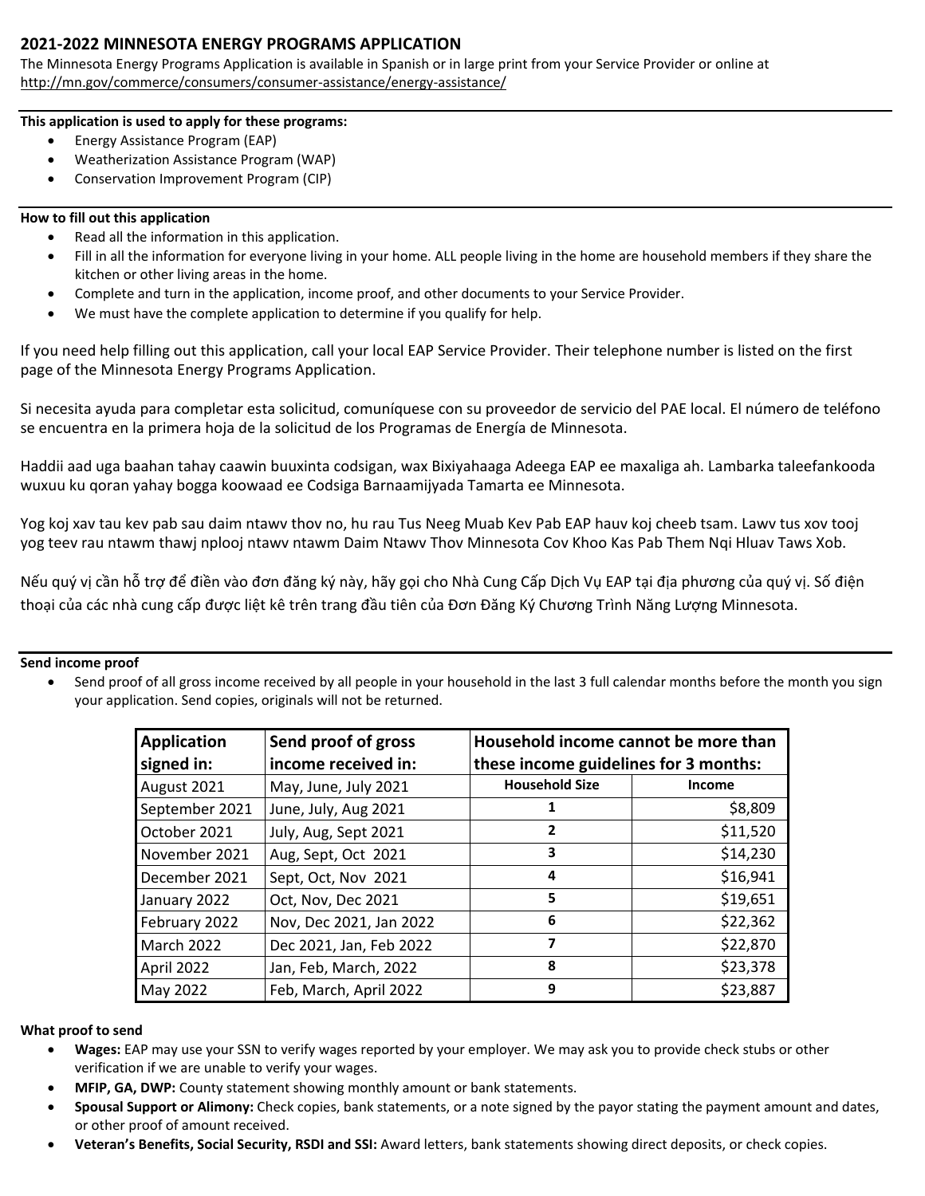# 2021-2022 MINNESOTA ENERGY PROGRAMS APPLICATION

The Minnesota Energy Programs Application is available in Spanish or in large print from your Service Provider or online at http://mn.gov/commerce/consumers/consumer-assistance/energy-assistance/

**This application is used to apply for these programs:**

- Energy Assistance Program (EAP)
- Weatherization Assistance Program (WAP)
- Conservation Improvement Program (CIP)

**How to fill out this application**

- Read all the information in this application.
- Fill in all the information for everyone living in your home. ALL people living in the home are household members if they share the kitchen or other living areas in the home.
- Complete and turn in the application, income proof, and other documents to your Service Provider.
- We must have the complete application to determine if you qualify for help.

If you need help filling out this application, call your local EAP Service Provider. Their telephone number is listed on the first page of the Minnesota Energy Programs Application.

Si necesita ayuda para completar esta solicitud, comuníquese con su proveedor de servicio del PAE local. El número de teléfono se encuentra en la primera hoja de la solicitud de los Programas de Energía de Minnesota.

Haddii aad uga baahan tahay caawin buuxinta codsigan, wax Bixiyahaaga Adeega EAP ee maxaliga ah. Lambarka taleefankooda wuxuu ku qoran yahay bogga koowaad ee Codsiga Barnaamijyada Tamarta ee Minnesota.

Yog koj xav tau kev pab sau daim ntawv thov no, hu rau Tus Neeg Muab Kev Pab EAP hauv koj cheeb tsam. Lawv tus xov tooj yog teev rau ntawm thawj nplooj ntawv ntawm Daim Ntawv Thov Minnesota Cov Khoo Kas Pab Them Nqi Hluav Taws Xob.

Nếu quý vị cần hỗ trợ để điền vào đơn đăng ký này, hãy gọi cho Nhà Cung Cấp Dịch Vụ EAP tại địa phương của quý vị. Số điện thoại của các nhà cung cấp được liệt kê trên trang đầu tiên của Đơn Đăng Ký Chương Trình Năng Lượng Minnesota.

**Send income proof**

- Send proof of all gross income received by all people in your household in the last 3 full calendar months before the month you sign your application. Send copies, originals will not be returned.

| Application signed in: | Send proof of gross income received in: | Household income cannot be more than these income guidelines for 3 months: | |
|---|---|---|---|
| | | **Household Size** | **Income** |
| August 2021 | May, June, July 2021 | 1 | $8,809 |
| September 2021 | June, July, Aug 2021 | 2 | $11,520 |
| October 2021 | July, Aug, Sept 2021 | 3 | $14,230 |
| November 2021 | Aug, Sept, Oct 2021 | 4 | $16,941 |
| December 2021 | Sept, Oct, Nov 2021 | 5 | $19,651 |
| January 2022 | Oct, Nov, Dec 2021 | 6 | $22,362 |
| February 2022 | Nov, Dec 2021, Jan 2022 | 7 | $22,870 |
| March 2022 | Dec 2021, Jan, Feb 2022 | 8 | $23,378 |
| April 2022 | Jan, Feb, March, 2022 | 9 | $23,887 |
| May 2022 | Feb, March, April 2022 | | |

**What proof to send**

- **Wages:** EAP may use your SSN to verify wages reported by your employer. We may ask you to provide check stubs or other verification if we are unable to verify your wages.
- **MFIP, GA, DWP:** County statement showing monthly amount or bank statements.
- **Spousal Support or Alimony:** Check copies, bank statements, or a note signed by the payor stating the payment amount and dates, or other proof of amount received.
- **Veteran's Benefits, Social Security, RSDI and SSI:** Award letters, bank statements showing direct deposits, or check copies.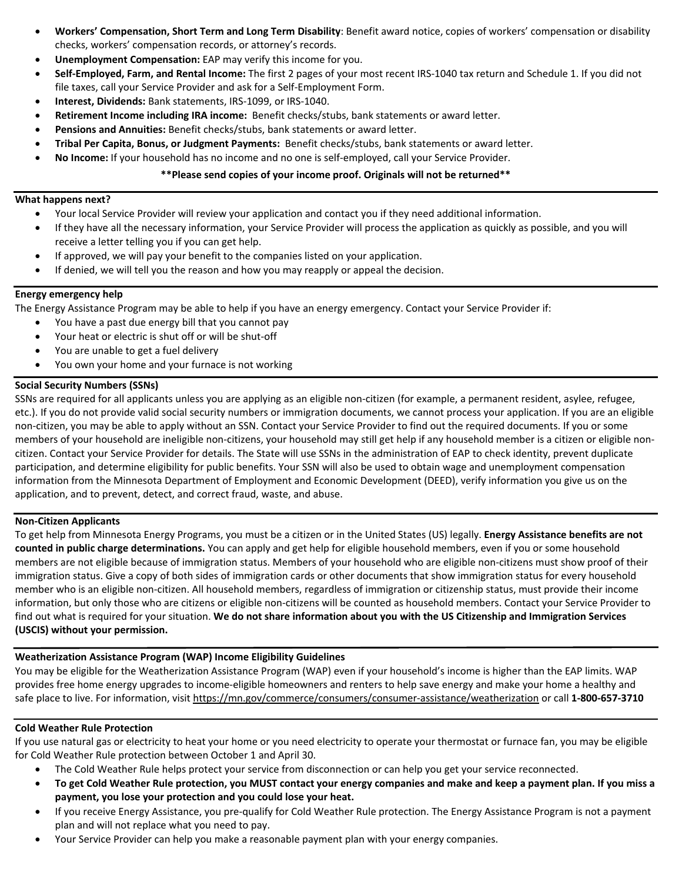- **Workers' Compensation, Short Term and Long Term Disability**: Benefit award notice, copies of workers' compensation or disability checks, workers' compensation records, or attorney's records.
- **Unemployment Compensation:** EAP may verify this income for you.
- **Self-Employed, Farm, and Rental Income:** The first 2 pages of your most recent IRS-1040 tax return and Schedule 1. If you did not file taxes, call your Service Provider and ask for a Self-Employment Form.
- **Interest, Dividends:** Bank statements, IRS-1099, or IRS-1040.
- **Retirement Income including IRA income:** Benefit checks/stubs, bank statements or award letter.
- **Pensions and Annuities:** Benefit checks/stubs, bank statements or award letter.
- **Tribal Per Capita, Bonus, or Judgment Payments:** Benefit checks/stubs, bank statements or award letter.
- **No Income:** If your household has no income and no one is self-employed, call your Service Provider.

**\*\*Please send copies of your income proof. Originals will not be returned\*\***

### What happens next?

- Your local Service Provider will review your application and contact you if they need additional information.
- If they have all the necessary information, your Service Provider will process the application as quickly as possible, and you will receive a letter telling you if you can get help.
- If approved, we will pay your benefit to the companies listed on your application.
- If denied, we will tell you the reason and how you may reapply or appeal the decision.

### Energy emergency help

The Energy Assistance Program may be able to help if you have an energy emergency. Contact your Service Provider if:

- You have a past due energy bill that you cannot pay
- Your heat or electric is shut off or will be shut-off
- You are unable to get a fuel delivery
- You own your home and your furnace is not working

### Social Security Numbers (SSNs)

SSNs are required for all applicants unless you are applying as an eligible non-citizen (for example, a permanent resident, asylee, refugee, etc.). If you do not provide valid social security numbers or immigration documents, we cannot process your application. If you are an eligible non-citizen, you may be able to apply without an SSN. Contact your Service Provider to find out the required documents. If you or some members of your household are ineligible non-citizens, your household may still get help if any household member is a citizen or eligible non-citizen. Contact your Service Provider for details. The State will use SSNs in the administration of EAP to check identity, prevent duplicate participation, and determine eligibility for public benefits. Your SSN will also be used to obtain wage and unemployment compensation information from the Minnesota Department of Employment and Economic Development (DEED), verify information you give us on the application, and to prevent, detect, and correct fraud, waste, and abuse.

### Non-Citizen Applicants

To get help from Minnesota Energy Programs, you must be a citizen or in the United States (US) legally. **Energy Assistance benefits are not counted in public charge determinations.** You can apply and get help for eligible household members, even if you or some household members are not eligible because of immigration status. Members of your household who are eligible non-citizens must show proof of their immigration status. Give a copy of both sides of immigration cards or other documents that show immigration status for every household member who is an eligible non-citizen. All household members, regardless of immigration or citizenship status, must provide their income information, but only those who are citizens or eligible non-citizens will be counted as household members. Contact your Service Provider to find out what is required for your situation. **We do not share information about you with the US Citizenship and Immigration Services (USCIS) without your permission.**

### Weatherization Assistance Program (WAP) Income Eligibility Guidelines

You may be eligible for the Weatherization Assistance Program (WAP) even if your household's income is higher than the EAP limits. WAP provides free home energy upgrades to income-eligible homeowners and renters to help save energy and make your home a healthy and safe place to live. For information, visit https://mn.gov/commerce/consumers/consumer-assistance/weatherization or call **1-800-657-3710**

### Cold Weather Rule Protection

If you use natural gas or electricity to heat your home or you need electricity to operate your thermostat or furnace fan, you may be eligible for Cold Weather Rule protection between October 1 and April 30.

- The Cold Weather Rule helps protect your service from disconnection or can help you get your service reconnected.
- **To get Cold Weather Rule protection, you MUST contact your energy companies and make and keep a payment plan. If you miss a payment, you lose your protection and you could lose your heat.**
- If you receive Energy Assistance, you pre-qualify for Cold Weather Rule protection. The Energy Assistance Program is not a payment plan and will not replace what you need to pay.
- Your Service Provider can help you make a reasonable payment plan with your energy companies.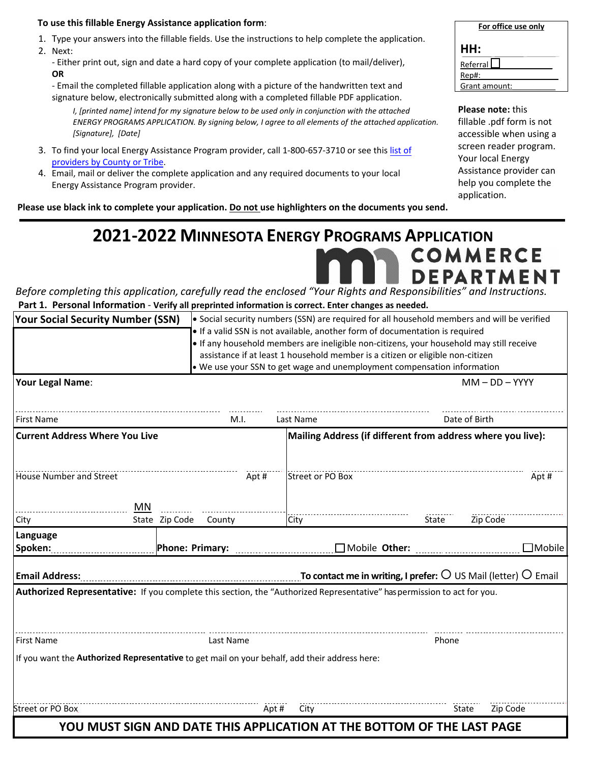**To use this fillable Energy Assistance application form**:

1. Type your answers into the fillable fields. Use the instructions to help complete the application.
2. Next:
   - Either print out, sign and date a hard copy of your complete application (to mail/deliver),
   **OR**
   - Email the completed fillable application along with a picture of the handwritten text and signature below, electronically submitted along with a completed fillable PDF application.

     *I, [printed name] intend for my signature below to be used only in conjunction with the attached ENERGY PROGRAMS APPLICATION. By signing below, I agree to all elements of the attached application. [Signature], [Date]*
3. To find your local Energy Assistance Program provider, call 1-800-657-3710 or see this list of providers by County or Tribe.
4. Email, mail or deliver the complete application and any required documents to your local Energy Assistance Program provider.

| For office use only |
|---|
| **HH:** |
| Referral ☐ |
| Rep#: |
| Grant amount: |

**Please note:** this fillable .pdf form is not accessible when using a screen reader program. Your local Energy Assistance provider can help you complete the application.

**Please use black ink to complete your application. Do not use highlighters on the documents you send.**

# 2021-2022 Minnesota Energy Programs Application

COMMERCE DEPARTMENT

*Before completing this application, carefully read the enclosed "Your Rights and Responsibilities" and Instructions.*

**Part 1. Personal Information** - **Verify all preprinted information is correct. Enter changes as needed.**

**Your Social Security Number (SSN)**

- Social security numbers (SSN) are required for all household members and will be verified
- If a valid SSN is not available, another form of documentation is required
- If any household members are ineligible non-citizens, your household may still receive assistance if at least 1 household member is a citizen or eligible non-citizen
- We use your SSN to get wage and unemployment compensation information

**Your Legal Name**:

First Name ____ M.I. ____ Last Name ____ Date of Birth (MM – DD – YYYY) ____

**Current Address Where You Live**

House Number and Street ____ Apt # ____

City ____ State MN Zip Code ____ County ____

**Mailing Address (if different from address where you live):**

Street or PO Box ____ Apt # ____

City ____ State ____ Zip Code ____

**Language Spoken:** ____

**Phone: Primary:** ____ ☐ Mobile **Other:** ____ ☐ Mobile

**Email Address:** ____

**To contact me in writing, I prefer:** ○ US Mail (letter) ○ Email

**Authorized Representative:** If you complete this section, the "Authorized Representative" has permission to act for you.

First Name ____ Last Name ____ Phone ____

If you want the **Authorized Representative** to get mail on your behalf, add their address here:

Street or PO Box ____ Apt # ____ City ____ State ____ Zip Code ____

**YOU MUST SIGN AND DATE THIS APPLICATION AT THE BOTTOM OF THE LAST PAGE**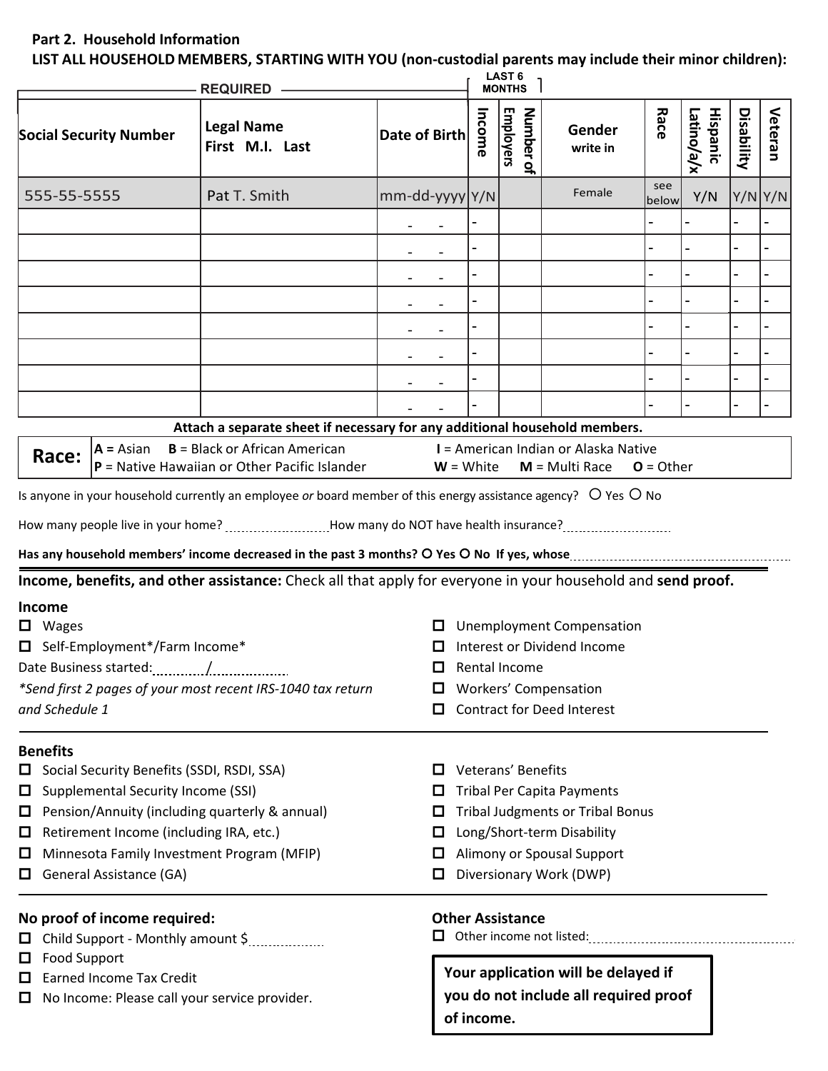## Part 2. Household Information

**LIST ALL HOUSEHOLD MEMBERS, STARTING WITH YOU (non-custodial parents may include their minor children):**

| REQUIRED | | | LAST 6 MONTHS | | | | | | |
|---|---|---|---|---|---|---|---|---|---|
| **Social Security Number** | **Legal Name** First M.I. Last | **Date of Birth** | **Income** | **Number of Employers** | **Gender** write in | **Race** | **Hispanic Latino/a/x** | **Disability** | **Veteran** |
| 555-55-5555 | Pat T. Smith | mm-dd-yyyy | Y/N | | Female | see below | Y/N | Y/N | Y/N |
| | | - - | - | | | - | - | - | - |
| | | - - | - | | | - | - | - | - |
| | | - - | - | | | - | - | - | - |
| | | - - | - | | | - | - | - | - |
| | | - - | - | | | - | - | - | - |
| | | - - | - | | | - | - | - | - |
| | | - - | - | | | - | - | - | - |
| | | - - | - | | | - | - | - | - |

**Attach a separate sheet if necessary for any additional household members.**

**Race:** **A** = Asian **B** = Black or African American **I** = American Indian or Alaska Native **P** = Native Hawaiian or Other Pacific Islander **W** = White **M** = Multi Race **O** = Other

Is anyone in your household currently an employee *or* board member of this energy assistance agency? ○ Yes ○ No

How many people live in your home? ______ How many do NOT have health insurance? ______

**Has any household members' income decreased in the past 3 months? ○ Yes ○ No If yes, whose** ______

**Income, benefits, and other assistance:** Check all that apply for everyone in your household and **send proof.**

### Income

- ☐ Wages
- ☐ Self-Employment*/Farm Income*
- Date Business started: ____/____
- *\*Send first 2 pages of your most recent IRS-1040 tax return and Schedule 1*
- ☐ Unemployment Compensation
- ☐ Interest or Dividend Income
- ☐ Rental Income
- ☐ Workers' Compensation
- ☐ Contract for Deed Interest

### Benefits

- ☐ Social Security Benefits (SSDI, RSDI, SSA)
- ☐ Supplemental Security Income (SSI)
- ☐ Pension/Annuity (including quarterly & annual)
- ☐ Retirement Income (including IRA, etc.)
- ☐ Minnesota Family Investment Program (MFIP)
- ☐ General Assistance (GA)
- ☐ Veterans' Benefits
- ☐ Tribal Per Capita Payments
- ☐ Tribal Judgments or Tribal Bonus
- ☐ Long/Short-term Disability
- ☐ Alimony or Spousal Support
- ☐ Diversionary Work (DWP)

### No proof of income required:

- ☐ Child Support - Monthly amount $______
- ☐ Food Support
- ☐ Earned Income Tax Credit
- ☐ No Income: Please call your service provider.

### Other Assistance

- ☐ Other income not listed: ______

**Your application will be delayed if you do not include all required proof of income.**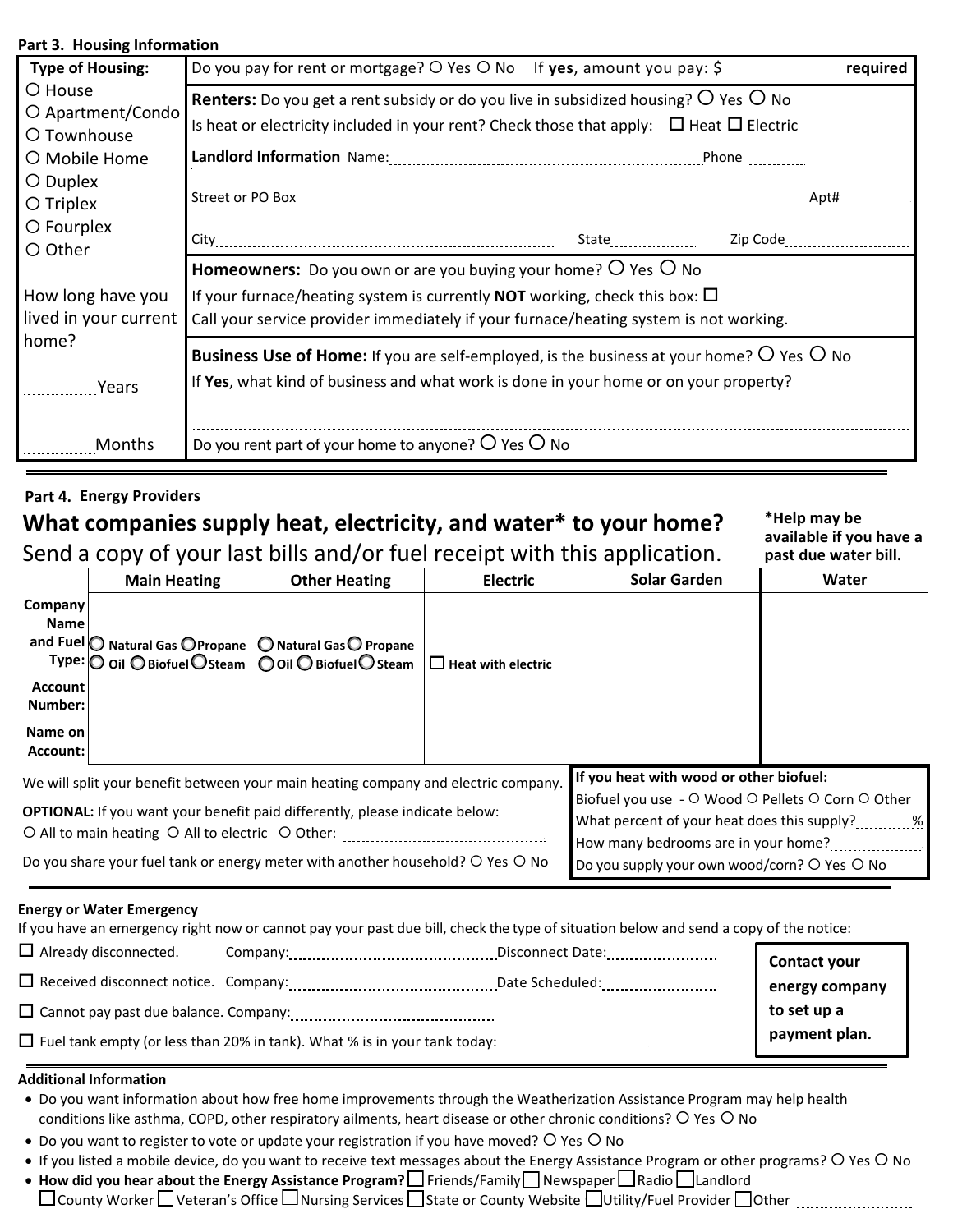## Part 3. Housing Information

| Type of Housing: | Do you pay for rent or mortgage? ○ Yes ○ No If **yes**, amount you pay: $__________ **required** |
|---|---|
| ○ House<br>○ Apartment/Condo<br>○ Townhouse<br>○ Mobile Home<br>○ Duplex<br>○ Triplex<br>○ Fourplex<br>○ Other | **Renters:** Do you get a rent subsidy or do you live in subsidized housing? ○ Yes ○ No<br>Is heat or electricity included in your rent? Check those that apply: ☐ Heat ☐ Electric<br>**Landlord Information** Name:__________ Phone __________<br>Street or PO Box __________ Apt#__________<br>City__________ State__________ Zip Code__________ |
| How long have you lived in your current home? | **Homeowners:** Do you own or are you buying your home? ○ Yes ○ No<br>If your furnace/heating system is currently **NOT** working, check this box: ☐<br>Call your service provider immediately if your furnace/heating system is not working. |
| __________Years<br><br>__________Months | **Business Use of Home:** If you are self-employed, is the business at your home? ○ Yes ○ No<br>If **Yes**, what kind of business and what work is done in your home or on your property?<br>__________<br>Do you rent part of your home to anyone? ○ Yes ○ No |

## Part 4. Energy Providers

### What companies supply heat, electricity, and water* to your home?

Send a copy of your last bills and/or fuel receipt with this application.

**\*Help may be available if you have a past due water bill.**

| | Main Heating | Other Heating | Electric | Solar Garden | Water |
|---|---|---|---|---|---|
| **Company Name and Fuel Type:** | ○ Natural Gas ○ Propane ○ Oil ○ Biofuel ○ Steam | ○ Natural Gas ○ Propane ○ Oil ○ Biofuel ○ Steam | ☐ Heat with electric | | |
| **Account Number:** | | | | | |
| **Name on Account:** | | | | | |

We will split your benefit between your main heating company and electric company.

**OPTIONAL:** If you want your benefit paid differently, please indicate below:
○ All to main heating ○ All to electric ○ Other: __________

Do you share your fuel tank or energy meter with another household? ○ Yes ○ No

**If you heat with wood or other biofuel:**
Biofuel you use - ○ Wood ○ Pellets ○ Corn ○ Other
What percent of your heat does this supply?______%
How many bedrooms are in your home?__________
Do you supply your own wood/corn? ○ Yes ○ No

### Energy or Water Emergency

If you have an emergency right now or cannot pay your past due bill, check the type of situation below and send a copy of the notice:

☐ Already disconnected. Company:__________ Disconnect Date:__________

☐ Received disconnect notice. Company:__________ Date Scheduled:__________

☐ Cannot pay past due balance. Company:__________

☐ Fuel tank empty (or less than 20% in tank). What % is in your tank today:__________

**Contact your energy company to set up a payment plan.**

### Additional Information

- Do you want information about how free home improvements through the Weatherization Assistance Program may help health conditions like asthma, COPD, other respiratory ailments, heart disease or other chronic conditions? ○ Yes ○ No
- Do you want to register to vote or update your registration if you have moved? ○ Yes ○ No
- If you listed a mobile device, do you want to receive text messages about the Energy Assistance Program or other programs? ○ Yes ○ No
- **How did you hear about the Energy Assistance Program?** ☐ Friends/Family ☐ Newspaper ☐ Radio ☐ Landlord ☐ County Worker ☐ Veteran's Office ☐ Nursing Services ☐ State or County Website ☐ Utility/Fuel Provider ☐ Other __________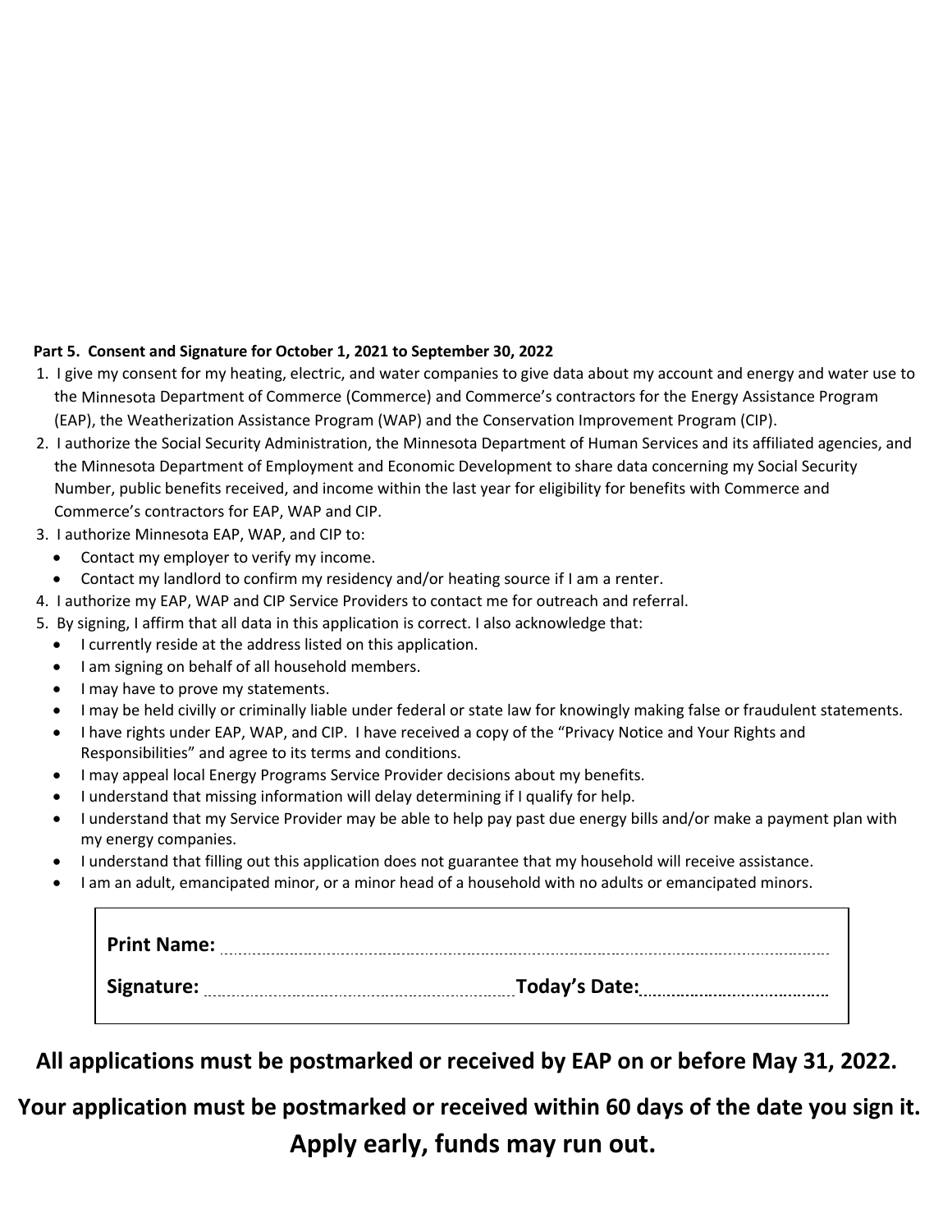**Part 5. Consent and Signature for October 1, 2021 to September 30, 2022**

1. I give my consent for my heating, electric, and water companies to give data about my account and energy and water use to the Minnesota Department of Commerce (Commerce) and Commerce's contractors for the Energy Assistance Program (EAP), the Weatherization Assistance Program (WAP) and the Conservation Improvement Program (CIP).
2. I authorize the Social Security Administration, the Minnesota Department of Human Services and its affiliated agencies, and the Minnesota Department of Employment and Economic Development to share data concerning my Social Security Number, public benefits received, and income within the last year for eligibility for benefits with Commerce and Commerce's contractors for EAP, WAP and CIP.
3. I authorize Minnesota EAP, WAP, and CIP to:
   - Contact my employer to verify my income.
   - Contact my landlord to confirm my residency and/or heating source if I am a renter.
4. I authorize my EAP, WAP and CIP Service Providers to contact me for outreach and referral.
5. By signing, I affirm that all data in this application is correct. I also acknowledge that:
   - I currently reside at the address listed on this application.
   - I am signing on behalf of all household members.
   - I may have to prove my statements.
   - I may be held civilly or criminally liable under federal or state law for knowingly making false or fraudulent statements.
   - I have rights under EAP, WAP, and CIP. I have received a copy of the "Privacy Notice and Your Rights and Responsibilities" and agree to its terms and conditions.
   - I may appeal local Energy Programs Service Provider decisions about my benefits.
   - I understand that missing information will delay determining if I qualify for help.
   - I understand that my Service Provider may be able to help pay past due energy bills and/or make a payment plan with my energy companies.
   - I understand that filling out this application does not guarantee that my household will receive assistance.
   - I am an adult, emancipated minor, or a minor head of a household with no adults or emancipated minors.

**Print Name:** ........................................

**Signature:** ........................................ **Today's Date:** ........................................

**All applications must be postmarked or received by EAP on or before May 31, 2022.**

**Your application must be postmarked or received within 60 days of the date you sign it.**

**Apply early, funds may run out.**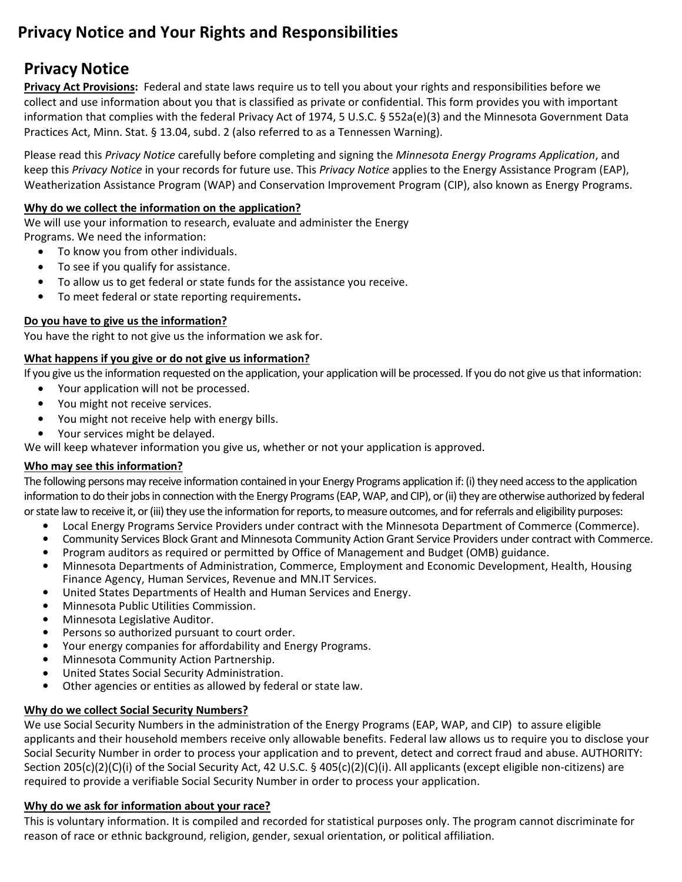# Privacy Notice and Your Rights and Responsibilities

## Privacy Notice

**Privacy Act Provisions:** Federal and state laws require us to tell you about your rights and responsibilities before we collect and use information about you that is classified as private or confidential. This form provides you with important information that complies with the federal Privacy Act of 1974, 5 U.S.C. § 552a(e)(3) and the Minnesota Government Data Practices Act, Minn. Stat. § 13.04, subd. 2 (also referred to as a Tennessen Warning).

Please read this *Privacy Notice* carefully before completing and signing the *Minnesota Energy Programs Application*, and keep this *Privacy Notice* in your records for future use. This *Privacy Notice* applies to the Energy Assistance Program (EAP), Weatherization Assistance Program (WAP) and Conservation Improvement Program (CIP), also known as Energy Programs.

**Why do we collect the information on the application?**

We will use your information to research, evaluate and administer the Energy Programs. We need the information:

- To know you from other individuals.
- To see if you qualify for assistance.
- To allow us to get federal or state funds for the assistance you receive.
- To meet federal or state reporting requirements.

**Do you have to give us the information?**

You have the right to not give us the information we ask for.

**What happens if you give or do not give us information?**

If you give us the information requested on the application, your application will be processed. If you do not give us that information:

- Your application will not be processed.
- You might not receive services.
- You might not receive help with energy bills.
- Your services might be delayed.

We will keep whatever information you give us, whether or not your application is approved.

**Who may see this information?**

The following persons may receive information contained in your Energy Programs application if: (i) they need access to the application information to do their jobs in connection with the Energy Programs (EAP, WAP, and CIP), or (ii) they are otherwise authorized by federal or state law to receive it, or (iii) they use the information for reports, to measure outcomes, and for referrals and eligibility purposes:

- Local Energy Programs Service Providers under contract with the Minnesota Department of Commerce (Commerce).
- Community Services Block Grant and Minnesota Community Action Grant Service Providers under contract with Commerce.
- Program auditors as required or permitted by Office of Management and Budget (OMB) guidance.
- Minnesota Departments of Administration, Commerce, Employment and Economic Development, Health, Housing Finance Agency, Human Services, Revenue and MN.IT Services.
- United States Departments of Health and Human Services and Energy.
- Minnesota Public Utilities Commission.
- Minnesota Legislative Auditor.
- Persons so authorized pursuant to court order.
- Your energy companies for affordability and Energy Programs.
- Minnesota Community Action Partnership.
- United States Social Security Administration.
- Other agencies or entities as allowed by federal or state law.

**Why do we collect Social Security Numbers?**

We use Social Security Numbers in the administration of the Energy Programs (EAP, WAP, and CIP) to assure eligible applicants and their household members receive only allowable benefits. Federal law allows us to require you to disclose your Social Security Number in order to process your application and to prevent, detect and correct fraud and abuse. AUTHORITY: Section 205(c)(2)(C)(i) of the Social Security Act, 42 U.S.C. § 405(c)(2)(C)(i). All applicants (except eligible non-citizens) are required to provide a verifiable Social Security Number in order to process your application.

**Why do we ask for information about your race?**

This is voluntary information. It is compiled and recorded for statistical purposes only. The program cannot discriminate for reason of race or ethnic background, religion, gender, sexual orientation, or political affiliation.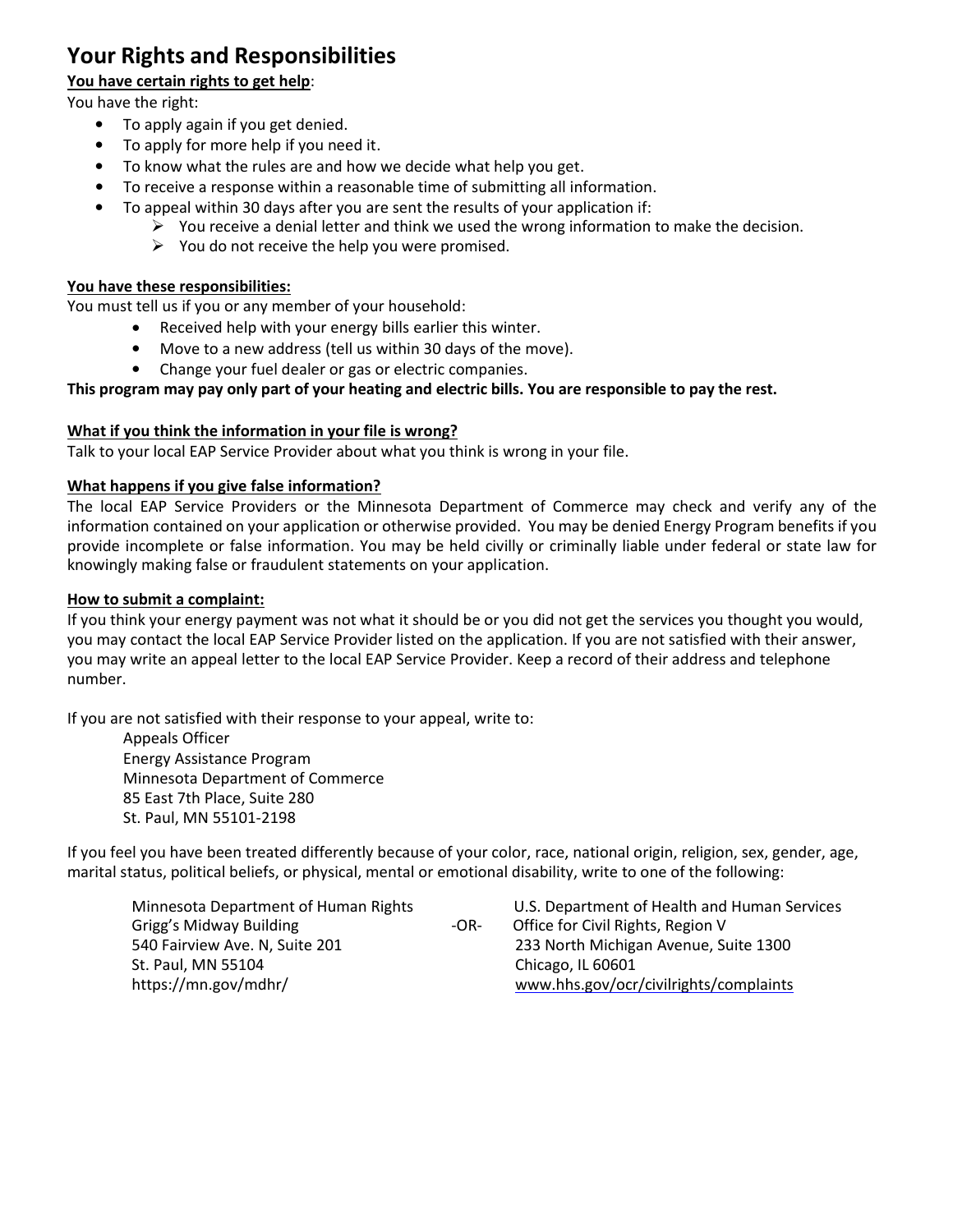# Your Rights and Responsibilities

**You have certain rights to get help**:

You have the right:

- To apply again if you get denied.
- To apply for more help if you need it.
- To know what the rules are and how we decide what help you get.
- To receive a response within a reasonable time of submitting all information.
- To appeal within 30 days after you are sent the results of your application if:
  - You receive a denial letter and think we used the wrong information to make the decision.
  - You do not receive the help you were promised.

**You have these responsibilities:**

You must tell us if you or any member of your household:

- Received help with your energy bills earlier this winter.
- Move to a new address (tell us within 30 days of the move).
- Change your fuel dealer or gas or electric companies.

**This program may pay only part of your heating and electric bills. You are responsible to pay the rest.**

**What if you think the information in your file is wrong?**

Talk to your local EAP Service Provider about what you think is wrong in your file.

**What happens if you give false information?**

The local EAP Service Providers or the Minnesota Department of Commerce may check and verify any of the information contained on your application or otherwise provided. You may be denied Energy Program benefits if you provide incomplete or false information. You may be held civilly or criminally liable under federal or state law for knowingly making false or fraudulent statements on your application.

**How to submit a complaint:**

If you think your energy payment was not what it should be or you did not get the services you thought you would, you may contact the local EAP Service Provider listed on the application. If you are not satisfied with their answer, you may write an appeal letter to the local EAP Service Provider. Keep a record of their address and telephone number.

If you are not satisfied with their response to your appeal, write to:

Appeals Officer
Energy Assistance Program
Minnesota Department of Commerce
85 East 7th Place, Suite 280
St. Paul, MN 55101-2198

If you feel you have been treated differently because of your color, race, national origin, religion, sex, gender, age, marital status, political beliefs, or physical, mental or emotional disability, write to one of the following:

Minnesota Department of Human Rights
Grigg's Midway Building
540 Fairview Ave. N, Suite 201
St. Paul, MN 55104
https://mn.gov/mdhr/

-OR-

U.S. Department of Health and Human Services
Office for Civil Rights, Region V
233 North Michigan Avenue, Suite 1300
Chicago, IL 60601
www.hhs.gov/ocr/civilrights/complaints